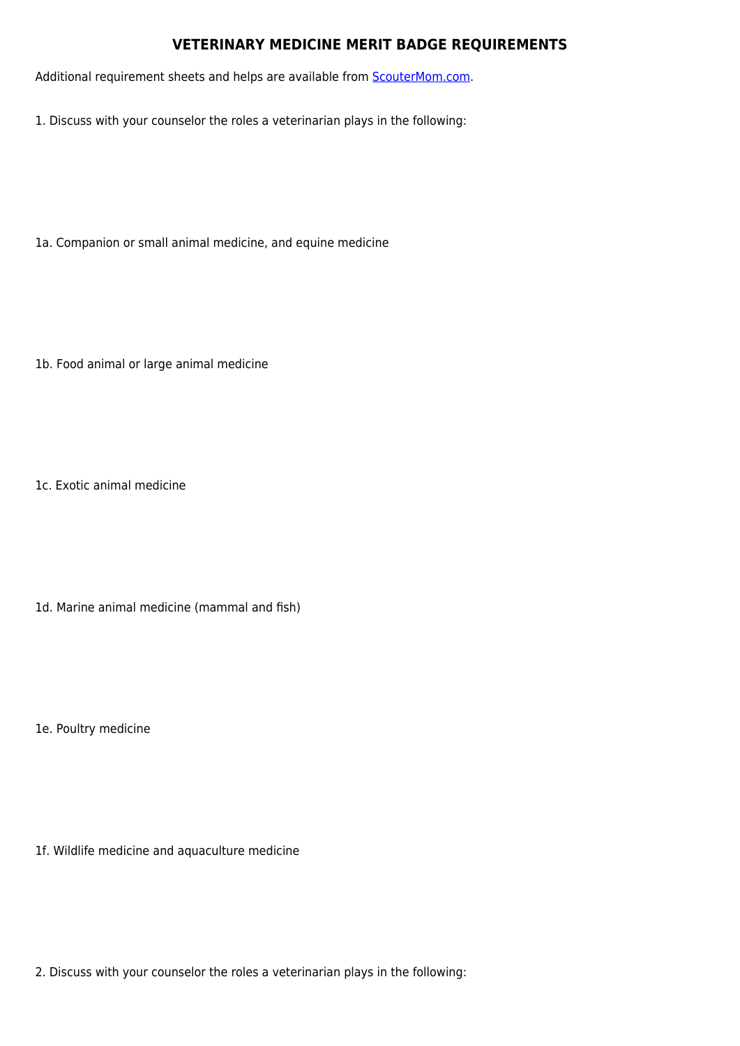# VETERINARY MEDICINE MERIT BADGE REQUIREMENTS

Additional requirement sheets and helps are available from [ScouterMom.com](ScouterMom.com).

1. Discuss with your counselor the roles a veterinarian plays in the following:

1a. Companion or small animal medicine, and equine medicine

1b. Food animal or large animal medicine

1c. Exotic animal medicine

1d. Marine animal medicine (mammal and fish)

1e. Poultry medicine

1f. Wildlife medicine and aquaculture medicine

2. Discuss with your counselor the roles a veterinarian plays in the following: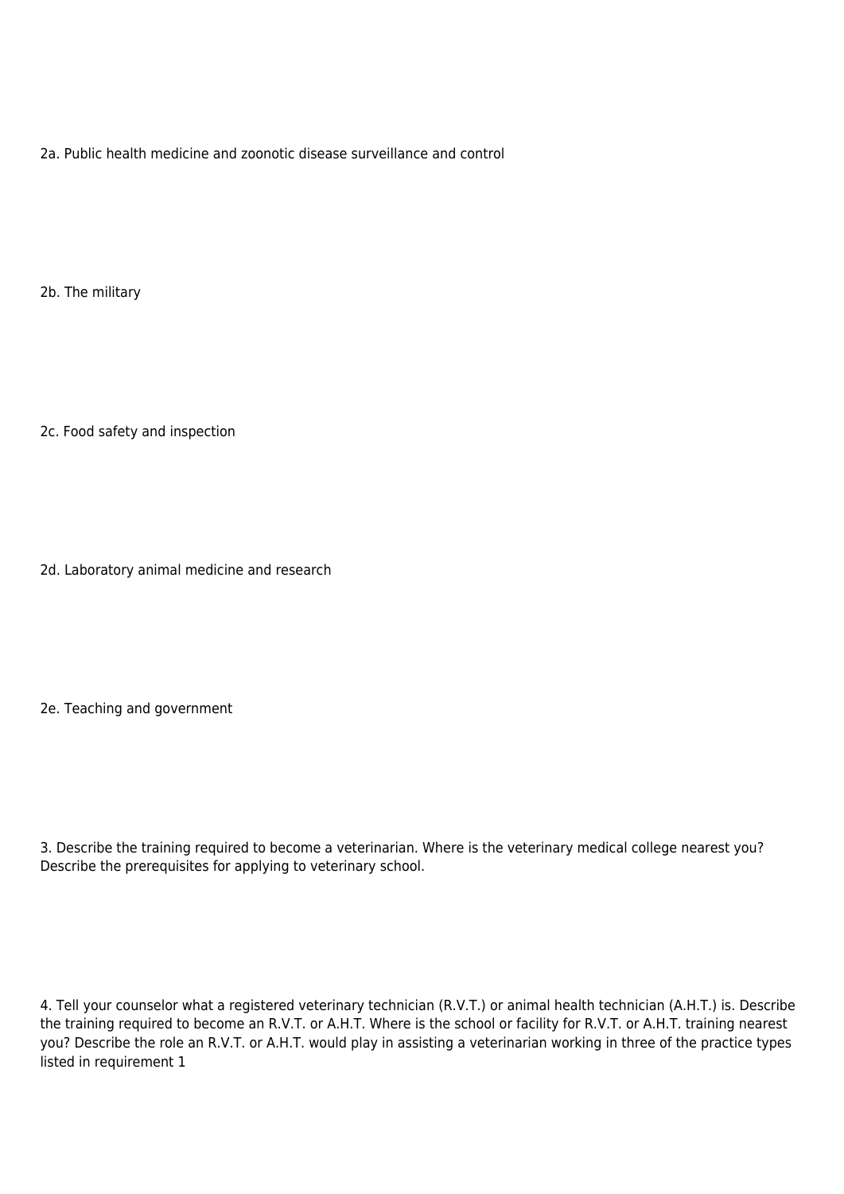2a. Public health medicine and zoonotic disease surveillance and control

2b. The military

2c. Food safety and inspection

2d. Laboratory animal medicine and research

2e. Teaching and government

3. Describe the training required to become a veterinarian. Where is the veterinary medical college nearest you? Describe the prerequisites for applying to veterinary school.

4. Tell your counselor what a registered veterinary technician (R.V.T.) or animal health technician (A.H.T.) is. Describe the training required to become an R.V.T. or A.H.T. Where is the school or facility for R.V.T. or A.H.T. training nearest you? Describe the role an R.V.T. or A.H.T. would play in assisting a veterinarian working in three of the practice types listed in requirement 1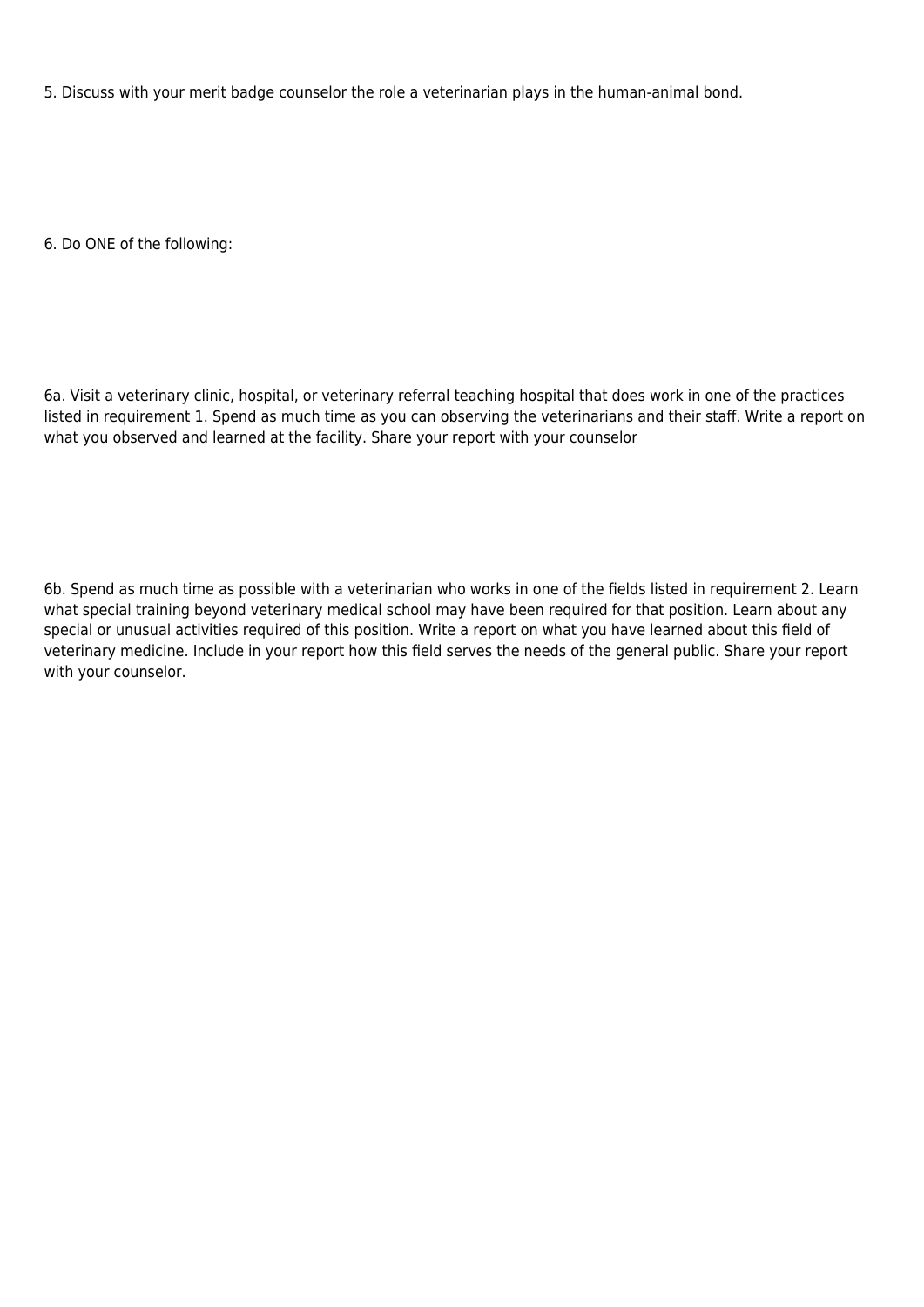5. Discuss with your merit badge counselor the role a veterinarian plays in the human-animal bond.

6. Do ONE of the following:

6a. Visit a veterinary clinic, hospital, or veterinary referral teaching hospital that does work in one of the practices listed in requirement 1. Spend as much time as you can observing the veterinarians and their staff. Write a report on what you observed and learned at the facility. Share your report with your counselor

6b. Spend as much time as possible with a veterinarian who works in one of the fields listed in requirement 2. Learn what special training beyond veterinary medical school may have been required for that position. Learn about any special or unusual activities required of this position. Write a report on what you have learned about this field of veterinary medicine. Include in your report how this field serves the needs of the general public. Share your report with your counselor.